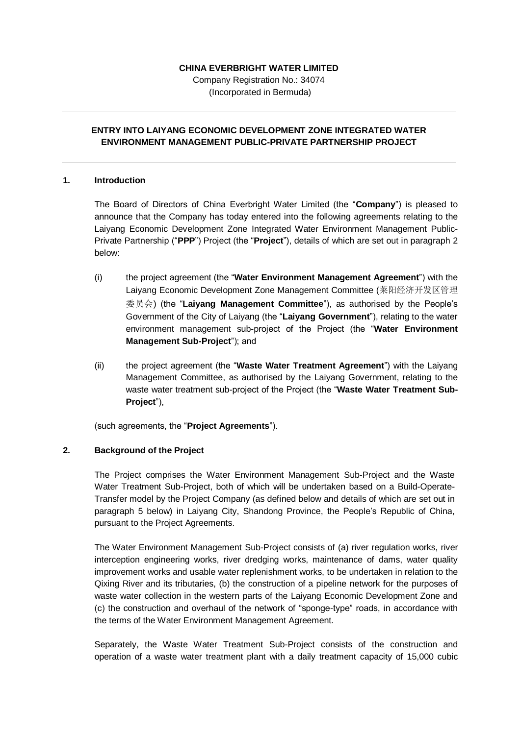**CHINA EVERBRIGHT WATER LIMITED**

Company Registration No.: 34074

(Incorporated in Bermuda)

---

**ENTRY INTO LAIYANG ECONOMIC DEVELOPMENT ZONE INTEGRATED WATER ENVIRONMENT MANAGEMENT PUBLIC-PRIVATE PARTNERSHIP PROJECT**

---

## 1. Introduction

The Board of Directors of China Everbright Water Limited (the "**Company**") is pleased to announce that the Company has today entered into the following agreements relating to the Laiyang Economic Development Zone Integrated Water Environment Management Public-Private Partnership ("**PPP**") Project (the "**Project**"), details of which are set out in paragraph 2 below:

(i) the project agreement (the "**Water Environment Management Agreement**") with the Laiyang Economic Development Zone Management Committee (莱阳经济开发区管理委员会) (the "**Laiyang Management Committee**"), as authorised by the People's Government of the City of Laiyang (the "**Laiyang Government**"), relating to the water environment management sub-project of the Project (the "**Water Environment Management Sub-Project**"); and

(ii) the project agreement (the "**Waste Water Treatment Agreement**") with the Laiyang Management Committee, as authorised by the Laiyang Government, relating to the waste water treatment sub-project of the Project (the "**Waste Water Treatment Sub-Project**"),

(such agreements, the "**Project Agreements**").

## 2. Background of the Project

The Project comprises the Water Environment Management Sub-Project and the Waste Water Treatment Sub-Project, both of which will be undertaken based on a Build-Operate-Transfer model by the Project Company (as defined below and details of which are set out in paragraph 5 below) in Laiyang City, Shandong Province, the People's Republic of China, pursuant to the Project Agreements.

The Water Environment Management Sub-Project consists of (a) river regulation works, river interception engineering works, river dredging works, maintenance of dams, water quality improvement works and usable water replenishment works, to be undertaken in relation to the Qixing River and its tributaries, (b) the construction of a pipeline network for the purposes of waste water collection in the western parts of the Laiyang Economic Development Zone and (c) the construction and overhaul of the network of "sponge-type" roads, in accordance with the terms of the Water Environment Management Agreement.

Separately, the Waste Water Treatment Sub-Project consists of the construction and operation of a waste water treatment plant with a daily treatment capacity of 15,000 cubic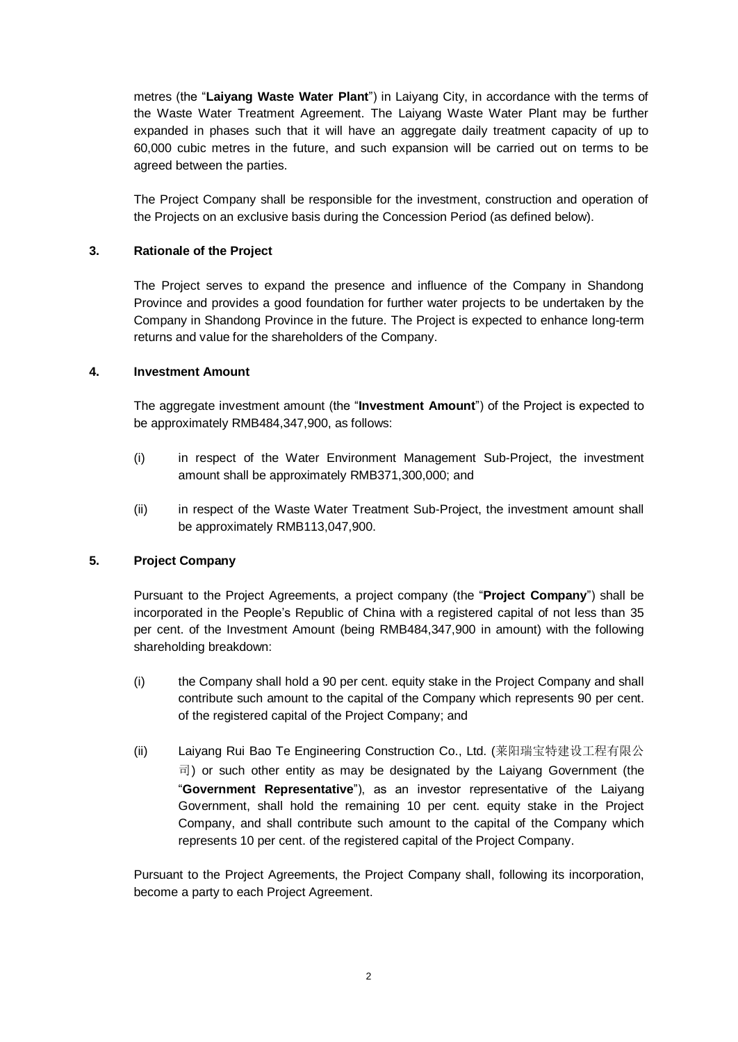metres (the "**Laiyang Waste Water Plant**") in Laiyang City, in accordance with the terms of the Waste Water Treatment Agreement. The Laiyang Waste Water Plant may be further expanded in phases such that it will have an aggregate daily treatment capacity of up to 60,000 cubic metres in the future, and such expansion will be carried out on terms to be agreed between the parties.

The Project Company shall be responsible for the investment, construction and operation of the Projects on an exclusive basis during the Concession Period (as defined below).

**3. Rationale of the Project**

The Project serves to expand the presence and influence of the Company in Shandong Province and provides a good foundation for further water projects to be undertaken by the Company in Shandong Province in the future. The Project is expected to enhance long-term returns and value for the shareholders of the Company.

**4. Investment Amount**

The aggregate investment amount (the "**Investment Amount**") of the Project is expected to be approximately RMB484,347,900, as follows:

(i) in respect of the Water Environment Management Sub-Project, the investment amount shall be approximately RMB371,300,000; and

(ii) in respect of the Waste Water Treatment Sub-Project, the investment amount shall be approximately RMB113,047,900.

**5. Project Company**

Pursuant to the Project Agreements, a project company (the "**Project Company**") shall be incorporated in the People's Republic of China with a registered capital of not less than 35 per cent. of the Investment Amount (being RMB484,347,900 in amount) with the following shareholding breakdown:

(i) the Company shall hold a 90 per cent. equity stake in the Project Company and shall contribute such amount to the capital of the Company which represents 90 per cent. of the registered capital of the Project Company; and

(ii) Laiyang Rui Bao Te Engineering Construction Co., Ltd. (莱阳瑞宝特建设工程有限公司) or such other entity as may be designated by the Laiyang Government (the "**Government Representative**"), as an investor representative of the Laiyang Government, shall hold the remaining 10 per cent. equity stake in the Project Company, and shall contribute such amount to the capital of the Company which represents 10 per cent. of the registered capital of the Project Company.

Pursuant to the Project Agreements, the Project Company shall, following its incorporation, become a party to each Project Agreement.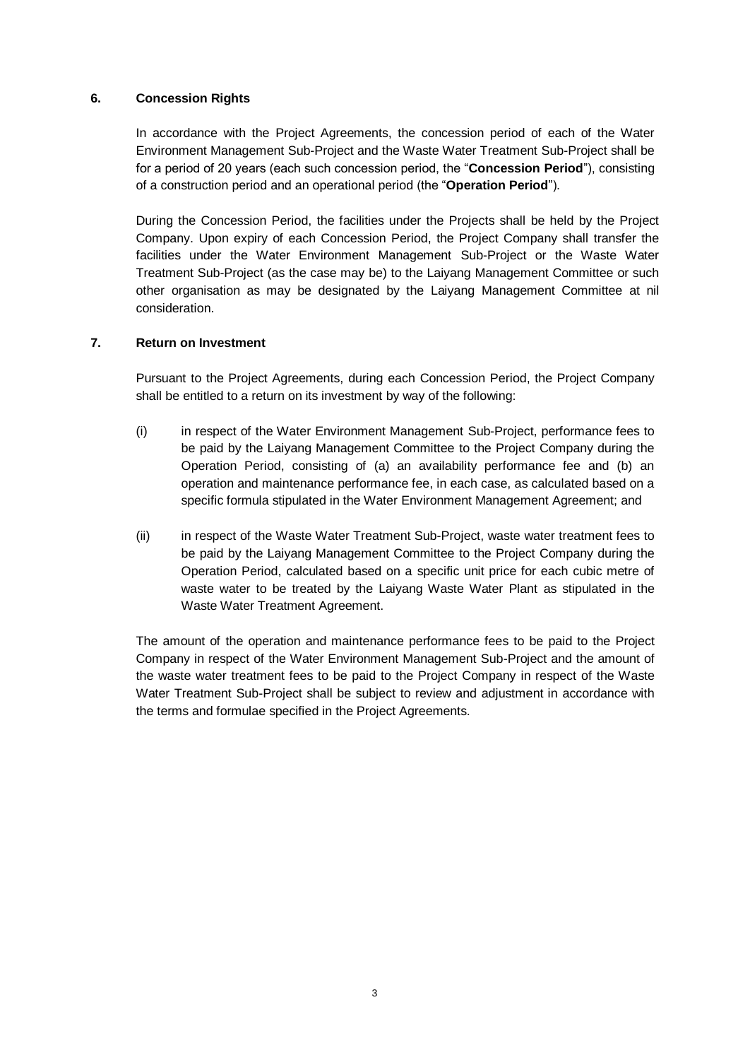## 6. Concession Rights

In accordance with the Project Agreements, the concession period of each of the Water Environment Management Sub-Project and the Waste Water Treatment Sub-Project shall be for a period of 20 years (each such concession period, the "**Concession Period**"), consisting of a construction period and an operational period (the "**Operation Period**").

During the Concession Period, the facilities under the Projects shall be held by the Project Company. Upon expiry of each Concession Period, the Project Company shall transfer the facilities under the Water Environment Management Sub-Project or the Waste Water Treatment Sub-Project (as the case may be) to the Laiyang Management Committee or such other organisation as may be designated by the Laiyang Management Committee at nil consideration.

## 7. Return on Investment

Pursuant to the Project Agreements, during each Concession Period, the Project Company shall be entitled to a return on its investment by way of the following:

(i) in respect of the Water Environment Management Sub-Project, performance fees to be paid by the Laiyang Management Committee to the Project Company during the Operation Period, consisting of (a) an availability performance fee and (b) an operation and maintenance performance fee, in each case, as calculated based on a specific formula stipulated in the Water Environment Management Agreement; and

(ii) in respect of the Waste Water Treatment Sub-Project, waste water treatment fees to be paid by the Laiyang Management Committee to the Project Company during the Operation Period, calculated based on a specific unit price for each cubic metre of waste water to be treated by the Laiyang Waste Water Plant as stipulated in the Waste Water Treatment Agreement.

The amount of the operation and maintenance performance fees to be paid to the Project Company in respect of the Water Environment Management Sub-Project and the amount of the waste water treatment fees to be paid to the Project Company in respect of the Waste Water Treatment Sub-Project shall be subject to review and adjustment in accordance with the terms and formulae specified in the Project Agreements.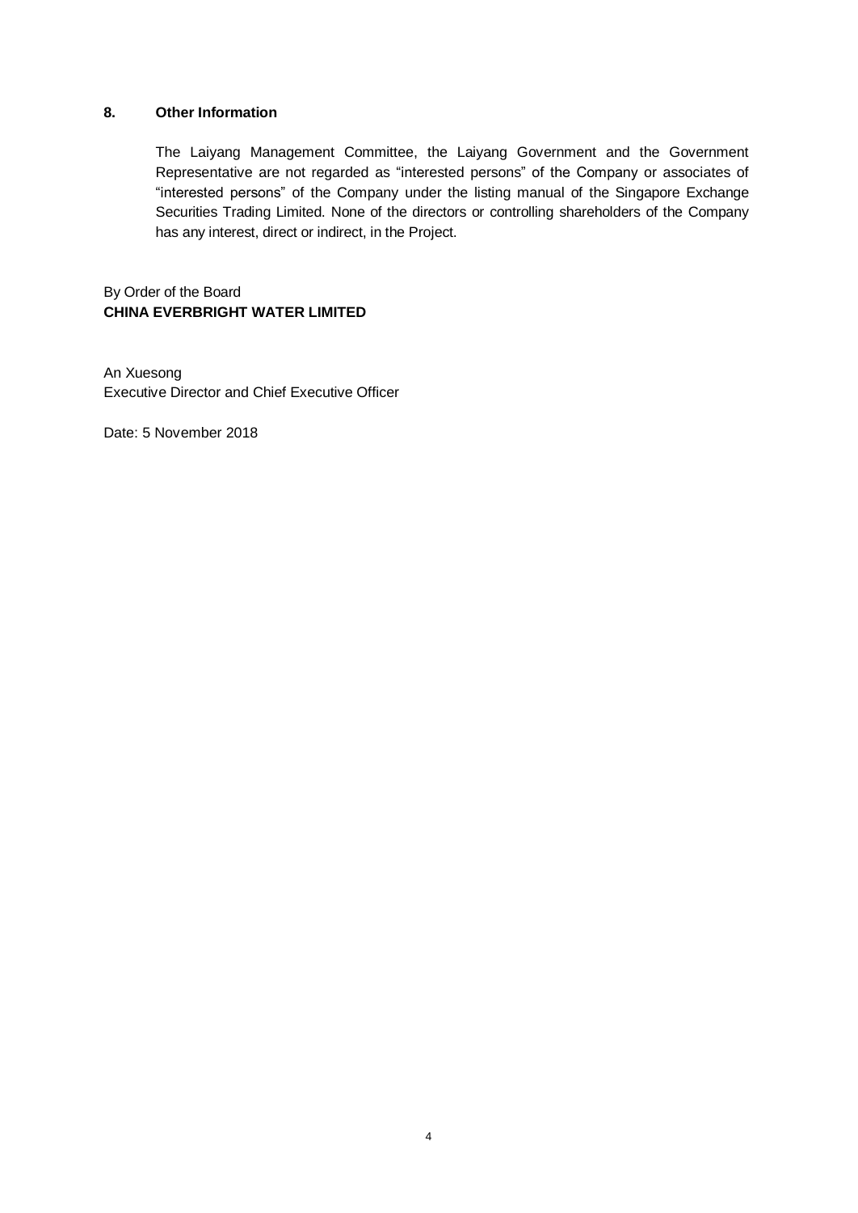## 8. Other Information

The Laiyang Management Committee, the Laiyang Government and the Government Representative are not regarded as "interested persons" of the Company or associates of "interested persons" of the Company under the listing manual of the Singapore Exchange Securities Trading Limited. None of the directors or controlling shareholders of the Company has any interest, direct or indirect, in the Project.

By Order of the Board
**CHINA EVERBRIGHT WATER LIMITED**

An Xuesong
Executive Director and Chief Executive Officer

Date: 5 November 2018